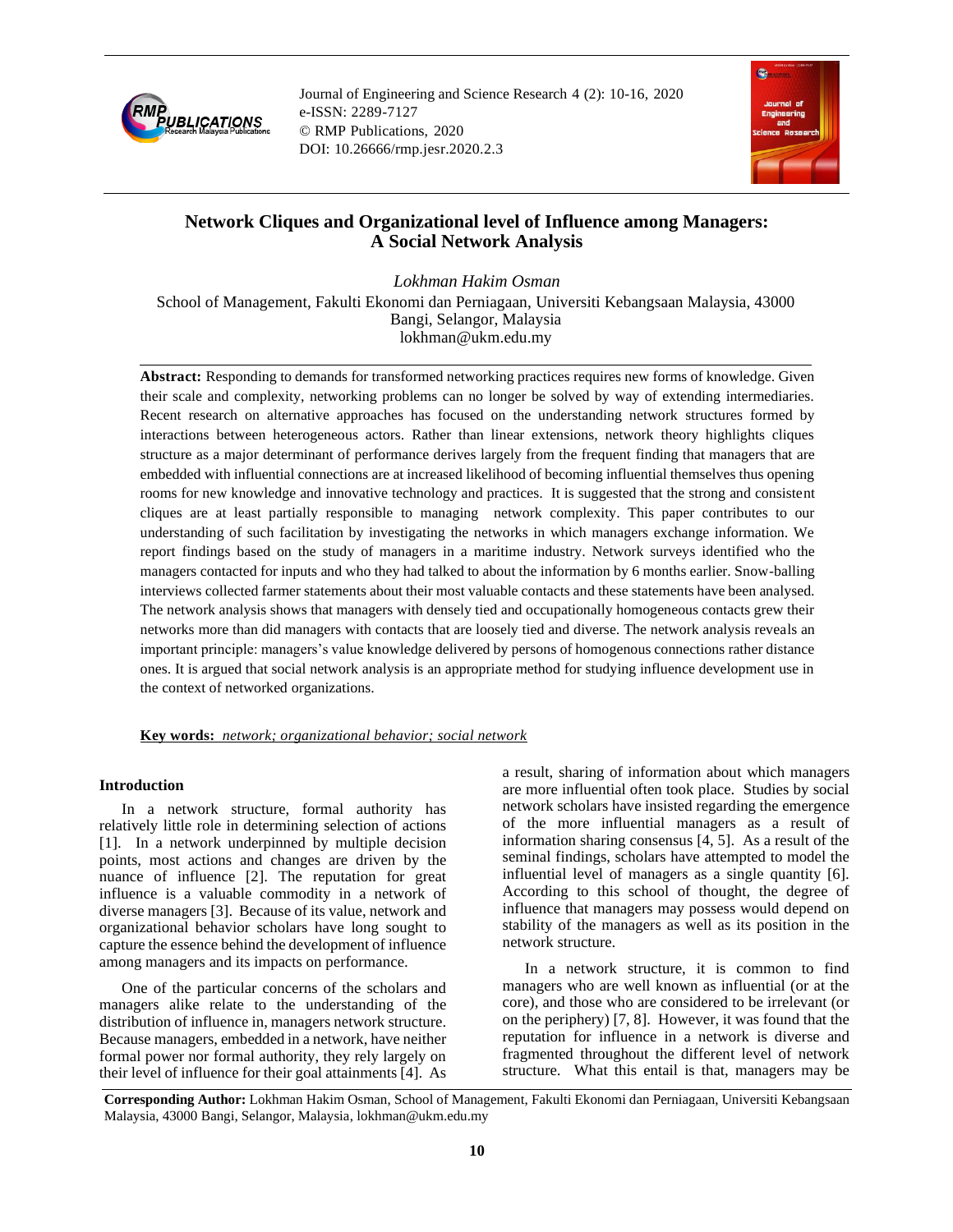# Network Cliques and Organizational level of Influence among Managers: A Social Network Analysis

*Lokhman Hakim Osman*

School of Management, Fakulti Ekonomi dan Perniagaan, Universiti Kebangsaan Malaysia, 43000 Bangi, Selangor, Malaysia
lokhman@ukm.edu.my

**Abstract:** Responding to demands for transformed networking practices requires new forms of knowledge. Given their scale and complexity, networking problems can no longer be solved by way of extending intermediaries. Recent research on alternative approaches has focused on the understanding network structures formed by interactions between heterogeneous actors. Rather than linear extensions, network theory highlights cliques structure as a major determinant of performance derives largely from the frequent finding that managers that are embedded with influential connections are at increased likelihood of becoming influential themselves thus opening rooms for new knowledge and innovative technology and practices. It is suggested that the strong and consistent cliques are at least partially responsible to managing network complexity. This paper contributes to our understanding of such facilitation by investigating the networks in which managers exchange information. We report findings based on the study of managers in a maritime industry. Network surveys identified who the managers contacted for inputs and who they had talked to about the information by 6 months earlier. Snow-balling interviews collected farmer statements about their most valuable contacts and these statements have been analysed. The network analysis shows that managers with densely tied and occupationally homogeneous contacts grew their networks more than did managers with contacts that are loosely tied and diverse. The network analysis reveals an important principle: managers's value knowledge delivered by persons of homogenous connections rather distance ones. It is argued that social network analysis is an appropriate method for studying influence development use in the context of networked organizations.

**Key words:** *network; organizational behavior; social network*

## Introduction

In a network structure, formal authority has relatively little role in determining selection of actions [1]. In a network underpinned by multiple decision points, most actions and changes are driven by the nuance of influence [2]. The reputation for great influence is a valuable commodity in a network of diverse managers [3]. Because of its value, network and organizational behavior scholars have long sought to capture the essence behind the development of influence among managers and its impacts on performance.

One of the particular concerns of the scholars and managers alike relate to the understanding of the distribution of influence in, managers network structure. Because managers, embedded in a network, have neither formal power nor formal authority, they rely largely on their level of influence for their goal attainments [4]. As a result, sharing of information about which managers are more influential often took place. Studies by social network scholars have insisted regarding the emergence of the more influential managers as a result of information sharing consensus [4, 5]. As a result of the seminal findings, scholars have attempted to model the influential level of managers as a single quantity [6]. According to this school of thought, the degree of influence that managers may possess would depend on stability of the managers as well as its position in the network structure.

In a network structure, it is common to find managers who are well known as influential (or at the core), and those who are considered to be irrelevant (or on the periphery) [7, 8]. However, it was found that the reputation for influence in a network is diverse and fragmented throughout the different level of network structure. What this entail is that, managers may be

**Corresponding Author:** Lokhman Hakim Osman, School of Management, Fakulti Ekonomi dan Perniagaan, Universiti Kebangsaan Malaysia, 43000 Bangi, Selangor, Malaysia, lokhman@ukm.edu.my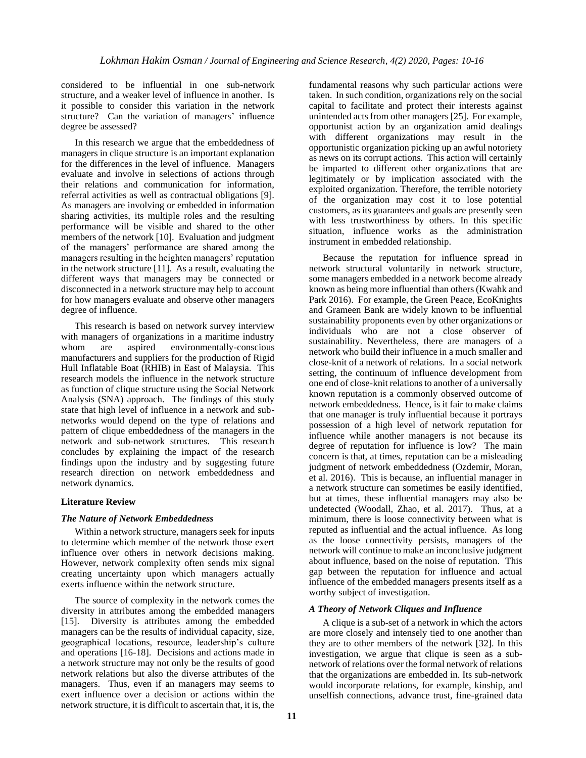considered to be influential in one sub-network structure, and a weaker level of influence in another. Is it possible to consider this variation in the network structure? Can the variation of managers' influence degree be assessed?

In this research we argue that the embeddedness of managers in clique structure is an important explanation for the differences in the level of influence. Managers evaluate and involve in selections of actions through their relations and communication for information, referral activities as well as contractual obligations [9]. As managers are involving or embedded in information sharing activities, its multiple roles and the resulting performance will be visible and shared to the other members of the network [10]. Evaluation and judgment of the managers' performance are shared among the managers resulting in the heighten managers' reputation in the network structure [11]. As a result, evaluating the different ways that managers may be connected or disconnected in a network structure may help to account for how managers evaluate and observe other managers degree of influence.

This research is based on network survey interview with managers of organizations in a maritime industry whom are aspired environmentally-conscious manufacturers and suppliers for the production of Rigid Hull Inflatable Boat (RHIB) in East of Malaysia. This research models the influence in the network structure as function of clique structure using the Social Network Analysis (SNA) approach. The findings of this study state that high level of influence in a network and sub-networks would depend on the type of relations and pattern of clique embeddedness of the managers in the network and sub-network structures. This research concludes by explaining the impact of the research findings upon the industry and by suggesting future research direction on network embeddedness and network dynamics.

## Literature Review

### *The Nature of Network Embeddedness*

Within a network structure, managers seek for inputs to determine which member of the network those exert influence over others in network decisions making. However, network complexity often sends mix signal creating uncertainty upon which managers actually exerts influence within the network structure.

The source of complexity in the network comes the diversity in attributes among the embedded managers [15]. Diversity is attributes among the embedded managers can be the results of individual capacity, size, geographical locations, resource, leadership's culture and operations [16-18]. Decisions and actions made in a network structure may not only be the results of good network relations but also the diverse attributes of the managers. Thus, even if an managers may seems to exert influence over a decision or actions within the network structure, it is difficult to ascertain that, it is, the fundamental reasons why such particular actions were taken. In such condition, organizations rely on the social capital to facilitate and protect their interests against unintended acts from other managers [25]. For example, opportunist action by an organization amid dealings with different organizations may result in the opportunistic organization picking up an awful notoriety as news on its corrupt actions. This action will certainly be imparted to different other organizations that are legitimately or by implication associated with the exploited organization. Therefore, the terrible notoriety of the organization may cost it to lose potential customers, as its guarantees and goals are presently seen with less trustworthiness by others. In this specific situation, influence works as the administration instrument in embedded relationship.

Because the reputation for influence spread in network structural voluntarily in network structure, some managers embedded in a network become already known as being more influential than others (Kwahk and Park 2016). For example, the Green Peace, EcoKnights and Grameen Bank are widely known to be influential sustainability proponents even by other organizations or individuals who are not a close observer of sustainability. Nevertheless, there are managers of a network who build their influence in a much smaller and close-knit of a network of relations. In a social network setting, the continuum of influence development from one end of close-knit relations to another of a universally known reputation is a commonly observed outcome of network embeddedness. Hence, is it fair to make claims that one manager is truly influential because it portrays possession of a high level of network reputation for influence while another managers is not because its degree of reputation for influence is low? The main concern is that, at times, reputation can be a misleading judgment of network embeddedness (Ozdemir, Moran, et al. 2016). This is because, an influential manager in a network structure can sometimes be easily identified, but at times, these influential managers may also be undetected (Woodall, Zhao, et al. 2017). Thus, at a minimum, there is loose connectivity between what is reputed as influential and the actual influence. As long as the loose connectivity persists, managers of the network will continue to make an inconclusive judgment about influence, based on the noise of reputation. This gap between the reputation for influence and actual influence of the embedded managers presents itself as a worthy subject of investigation.

### *A Theory of Network Cliques and Influence*

A clique is a sub-set of a network in which the actors are more closely and intensely tied to one another than they are to other members of the network [32]. In this investigation, we argue that clique is seen as a sub-network of relations over the formal network of relations that the organizations are embedded in. Its sub-network would incorporate relations, for example, kinship, and unselfish connections, advance trust, fine-grained data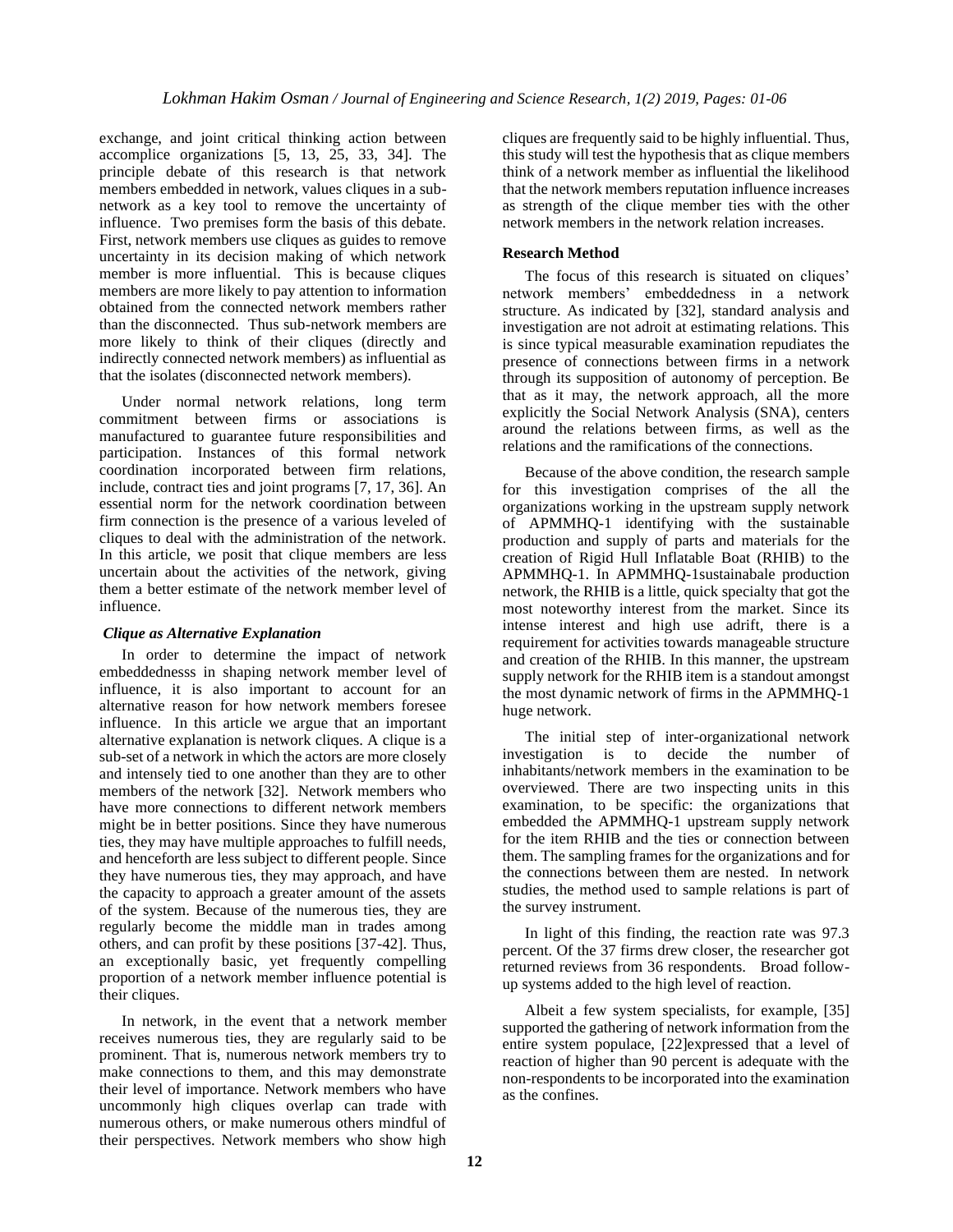exchange, and joint critical thinking action between accomplice organizations [5, 13, 25, 33, 34]. The principle debate of this research is that network members embedded in network, values cliques in a sub-network as a key tool to remove the uncertainty of influence. Two premises form the basis of this debate. First, network members use cliques as guides to remove uncertainty in its decision making of which network member is more influential. This is because cliques members are more likely to pay attention to information obtained from the connected network members rather than the disconnected. Thus sub-network members are more likely to think of their cliques (directly and indirectly connected network members) as influential as that the isolates (disconnected network members).

Under normal network relations, long term commitment between firms or associations is manufactured to guarantee future responsibilities and participation. Instances of this formal network coordination incorporated between firm relations, include, contract ties and joint programs [7, 17, 36]. An essential norm for the network coordination between firm connection is the presence of a various leveled of cliques to deal with the administration of the network. In this article, we posit that clique members are less uncertain about the activities of the network, giving them a better estimate of the network member level of influence.

### *Clique as Alternative Explanation*

In order to determine the impact of network embeddednesss in shaping network member level of influence, it is also important to account for an alternative reason for how network members foresee influence. In this article we argue that an important alternative explanation is network cliques. A clique is a sub-set of a network in which the actors are more closely and intensely tied to one another than they are to other members of the network [32]. Network members who have more connections to different network members might be in better positions. Since they have numerous ties, they may have multiple approaches to fulfill needs, and henceforth are less subject to different people. Since they have numerous ties, they may approach, and have the capacity to approach a greater amount of the assets of the system. Because of the numerous ties, they are regularly become the middle man in trades among others, and can profit by these positions [37-42]. Thus, an exceptionally basic, yet frequently compelling proportion of a network member influence potential is their cliques.

In network, in the event that a network member receives numerous ties, they are regularly said to be prominent. That is, numerous network members try to make connections to them, and this may demonstrate their level of importance. Network members who have uncommonly high cliques overlap can trade with numerous others, or make numerous others mindful of their perspectives. Network members who show high cliques are frequently said to be highly influential. Thus, this study will test the hypothesis that as clique members think of a network member as influential the likelihood that the network members reputation influence increases as strength of the clique member ties with the other network members in the network relation increases.

### **Research Method**

The focus of this research is situated on cliques' network members' embeddedness in a network structure. As indicated by [32], standard analysis and investigation are not adroit at estimating relations. This is since typical measurable examination repudiates the presence of connections between firms in a network through its supposition of autonomy of perception. Be that as it may, the network approach, all the more explicitly the Social Network Analysis (SNA), centers around the relations between firms, as well as the relations and the ramifications of the connections.

Because of the above condition, the research sample for this investigation comprises of the all the organizations working in the upstream supply network of APMMHQ-1 identifying with the sustainable production and supply of parts and materials for the creation of Rigid Hull Inflatable Boat (RHIB) to the APMMHQ-1. In APMMHQ-1sustainabale production network, the RHIB is a little, quick specialty that got the most noteworthy interest from the market. Since its intense interest and high use adrift, there is a requirement for activities towards manageable structure and creation of the RHIB. In this manner, the upstream supply network for the RHIB item is a standout amongst the most dynamic network of firms in the APMMHQ-1 huge network.

The initial step of inter-organizational network investigation is to decide the number of inhabitants/network members in the examination to be overviewed. There are two inspecting units in this examination, to be specific: the organizations that embedded the APMMHQ-1 upstream supply network for the item RHIB and the ties or connection between them. The sampling frames for the organizations and for the connections between them are nested. In network studies, the method used to sample relations is part of the survey instrument.

In light of this finding, the reaction rate was 97.3 percent. Of the 37 firms drew closer, the researcher got returned reviews from 36 respondents. Broad follow-up systems added to the high level of reaction.

Albeit a few system specialists, for example, [35] supported the gathering of network information from the entire system populace, [22]expressed that a level of reaction of higher than 90 percent is adequate with the non-respondents to be incorporated into the examination as the confines.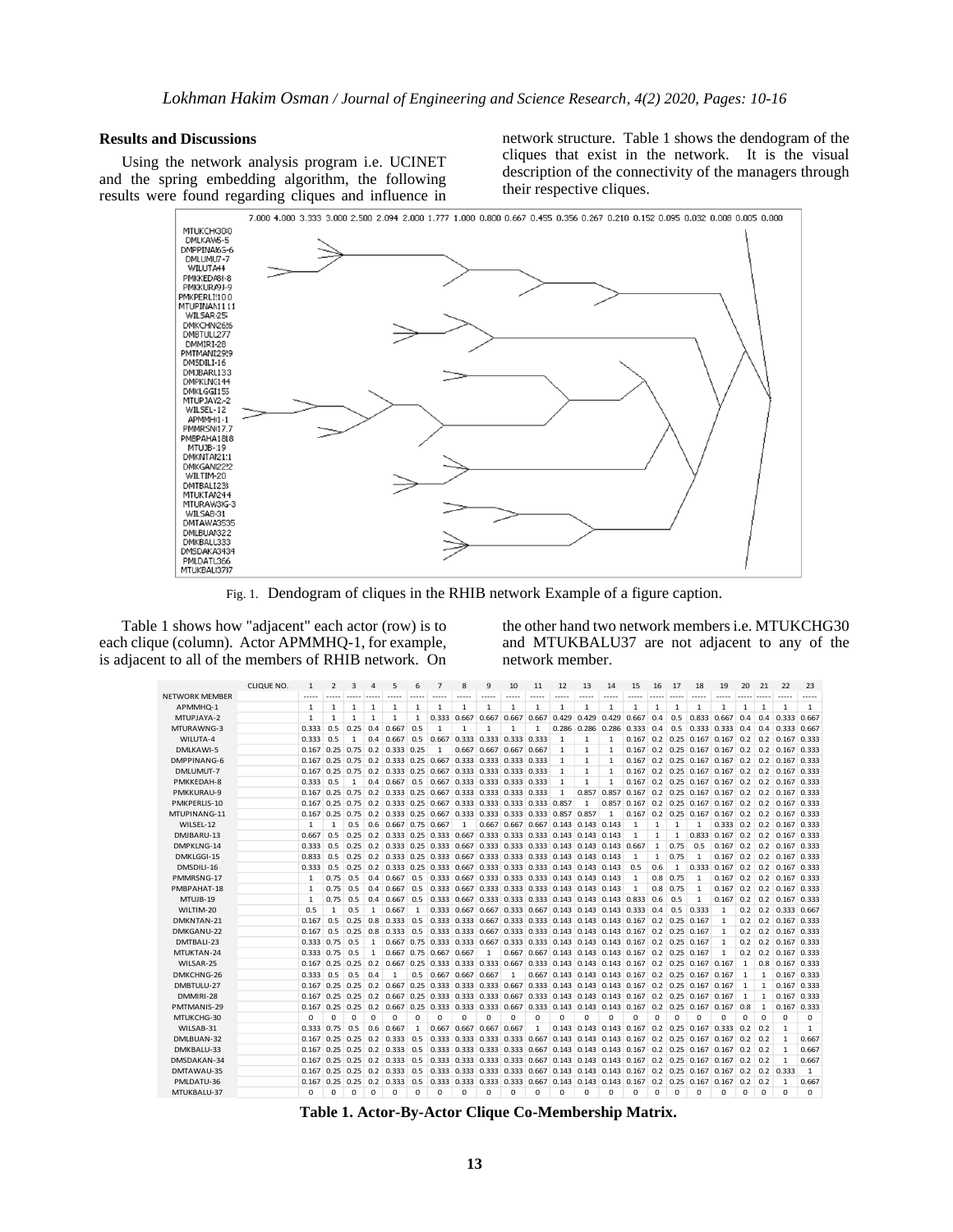## Results and Discussions

Using the network analysis program i.e. UCINET and the spring embedding algorithm, the following results were found regarding cliques and influence in network structure. Table 1 shows the dendogram of the cliques that exist in the network. It is the visual description of the connectivity of the managers through their respective cliques.

Fig. 1. Dendogram of cliques in the RHIB network Example of a figure caption.

Table 1 shows how "adjacent" each actor (row) is to each clique (column). Actor APMMHQ-1, for example, is adjacent to all of the members of RHIB network. On the other hand two network members i.e. MTUKCHG30 and MTUKBALU37 are not adjacent to any of the network member.

| CLIQUE NO. | 1 | 2 | 3 | 4 | 5 | 6 | 7 | 8 | 9 | 10 | 11 | 12 | 13 | 14 | 15 | 16 | 17 | 18 | 19 | 20 | 21 | 22 | 23 |
|---|---|---|---|---|---|---|---|---|---|---|---|---|---|---|---|---|---|---|---|---|---|---|---|
| NETWORK MEMBER | ----- | ----- | ----- | ----- | ----- | ----- | ----- | ----- | ----- | ----- | ----- | ----- | ----- | ----- | ----- | ----- | ----- | ----- | ----- | ----- | ----- | ----- | ----- |
| APMMHQ-1 | 1 | 1 | 1 | 1 | 1 | 1 | 1 | 1 | 1 | 1 | 1 | 1 | 1 | 1 | 1 | 1 | 1 | 1 | 1 | 1 | 1 | 1 | 1 |
| MTUPJAYA-2 | 1 | 1 | 1 | 1 | 1 | 1 | 0.333 | 0.667 | 0.667 | 0.667 | 0.667 | 0.429 | 0.429 | 0.429 | 0.667 | 0.4 | 0.5 | 0.833 | 0.667 | 0.4 | 0.4 | 0.333 | 0.667 |
| MTURAWNG-3 | 0.333 | 0.5 | 0.25 | 0.4 | 0.667 | 0.5 | 1 | 1 | 1 | 1 | 1 | 0.286 | 0.286 | 0.286 | 0.333 | 0.4 | 0.5 | 0.333 | 0.333 | 0.4 | 0.4 | 0.333 | 0.667 |
| WILUTA-4 | 0.333 | 0.5 | 1 | 0.4 | 0.667 | 0.5 | 0.667 | 0.333 | 0.333 | 0.333 | 0.333 | 1 | 1 | 1 | 0.167 | 0.2 | 0.25 | 0.167 | 0.167 | 0.2 | 0.2 | 0.167 | 0.333 |
| DMLKAWI-5 | 0.167 | 0.25 | 0.75 | 0.2 | 0.333 | 0.25 | 1 | 0.667 | 0.667 | 0.667 | 0.667 | 1 | 1 | 1 | 0.167 | 0.2 | 0.25 | 0.167 | 0.167 | 0.2 | 0.2 | 0.167 | 0.333 |
| DMPPINANG-6 | 0.167 | 0.25 | 0.75 | 0.2 | 0.333 | 0.25 | 0.667 | 0.333 | 0.333 | 0.333 | 0.333 | 1 | 1 | 1 | 0.167 | 0.2 | 0.25 | 0.167 | 0.167 | 0.2 | 0.2 | 0.167 | 0.333 |
| DMLUMUT-7 | 0.167 | 0.25 | 0.75 | 0.2 | 0.333 | 0.25 | 0.667 | 0.333 | 0.333 | 0.333 | 0.333 | 1 | 1 | 1 | 0.167 | 0.2 | 0.25 | 0.167 | 0.167 | 0.2 | 0.2 | 0.167 | 0.333 |
| PMKKEDAH-8 | 0.333 | 0.5 | 1 | 0.4 | 0.667 | 0.5 | 0.667 | 0.333 | 0.333 | 0.333 | 0.333 | 1 | 1 | 1 | 0.167 | 0.2 | 0.25 | 0.167 | 0.167 | 0.2 | 0.2 | 0.167 | 0.333 |
| PMKKURAU-9 | 0.167 | 0.25 | 0.75 | 0.2 | 0.333 | 0.25 | 0.667 | 0.333 | 0.333 | 0.333 | 0.333 | 1 | 0.857 | 0.857 | 0.167 | 0.2 | 0.25 | 0.167 | 0.167 | 0.2 | 0.2 | 0.167 | 0.333 |
| PMKPERLIS-10 | 0.167 | 0.25 | 0.75 | 0.2 | 0.333 | 0.25 | 0.667 | 0.333 | 0.333 | 0.333 | 0.333 | 0.857 | 1 | 0.857 | 0.167 | 0.2 | 0.25 | 0.167 | 0.167 | 0.2 | 0.2 | 0.167 | 0.333 |
| MTUPINANG-11 | 0.167 | 0.25 | 0.75 | 0.2 | 0.333 | 0.25 | 0.667 | 0.333 | 0.333 | 0.333 | 0.333 | 0.857 | 0.857 | 1 | 0.167 | 0.2 | 0.25 | 0.167 | 0.167 | 0.2 | 0.2 | 0.167 | 0.333 |
| WILSEL-12 | 1 | 1 | 0.5 | 0.6 | 0.667 | 0.75 | 0.667 | 1 | 0.667 | 0.667 | 0.667 | 0.143 | 0.143 | 0.143 | 1 | 1 | 1 | 1 | 0.333 | 0.2 | 0.2 | 0.167 | 0.333 |
| DMJBARU-13 | 0.667 | 0.5 | 0.25 | 0.2 | 0.333 | 0.25 | 0.333 | 0.667 | 0.333 | 0.333 | 0.333 | 0.143 | 0.143 | 0.143 | 1 | 1 | 1 | 0.833 | 0.167 | 0.2 | 0.2 | 0.167 | 0.333 |
| DMPKLNG-14 | 0.333 | 0.5 | 0.25 | 0.2 | 0.333 | 0.25 | 0.333 | 0.667 | 0.333 | 0.333 | 0.333 | 0.143 | 0.143 | 0.143 | 0.667 | 1 | 0.75 | 0.5 | 0.167 | 0.2 | 0.2 | 0.167 | 0.333 |
| DMKLGGI-15 | 0.833 | 0.5 | 0.25 | 0.2 | 0.333 | 0.25 | 0.333 | 0.667 | 0.333 | 0.333 | 0.333 | 0.143 | 0.143 | 0.143 | 1 | 1 | 0.75 | 1 | 0.167 | 0.2 | 0.2 | 0.167 | 0.333 |
| DMSDILI-16 | 0.333 | 0.5 | 0.25 | 0.2 | 0.333 | 0.25 | 0.333 | 0.667 | 0.333 | 0.333 | 0.333 | 0.143 | 0.143 | 0.143 | 0.5 | 0.6 | 1 | 0.333 | 0.167 | 0.2 | 0.2 | 0.167 | 0.333 |
| PMMRSNG-17 | 1 | 0.75 | 0.5 | 0.4 | 0.667 | 0.5 | 0.333 | 0.667 | 0.333 | 0.333 | 0.333 | 0.143 | 0.143 | 0.143 | 1 | 0.8 | 0.75 | 1 | 0.167 | 0.2 | 0.2 | 0.167 | 0.333 |
| PMBPAHAT-18 | 1 | 0.75 | 0.5 | 0.4 | 0.667 | 0.5 | 0.333 | 0.667 | 0.333 | 0.333 | 0.333 | 0.143 | 0.143 | 0.143 | 1 | 0.8 | 0.75 | 1 | 0.167 | 0.2 | 0.2 | 0.167 | 0.333 |
| MTUJB-19 | 1 | 0.75 | 0.5 | 0.4 | 0.667 | 0.5 | 0.333 | 0.667 | 0.333 | 0.333 | 0.333 | 0.143 | 0.143 | 0.143 | 0.833 | 0.6 | 0.5 | 1 | 0.167 | 0.2 | 0.2 | 0.167 | 0.333 |
| WILTIM-20 | 0.5 | 1 | 0.5 | 1 | 0.667 | 1 | 0.333 | 0.667 | 0.667 | 0.333 | 0.667 | 0.143 | 0.143 | 0.143 | 0.333 | 0.4 | 0.5 | 0.333 | 1 | 0.2 | 0.2 | 0.333 | 0.667 |
| DMKNTAN-21 | 0.167 | 0.5 | 0.25 | 0.8 | 0.333 | 0.5 | 0.333 | 0.333 | 0.667 | 0.333 | 0.333 | 0.143 | 0.143 | 0.143 | 0.167 | 0.2 | 0.25 | 0.167 | 1 | 0.2 | 0.2 | 0.167 | 0.333 |
| DMKGANU-22 | 0.167 | 0.5 | 0.25 | 0.8 | 0.333 | 0.5 | 0.333 | 0.333 | 0.667 | 0.333 | 0.333 | 0.143 | 0.143 | 0.143 | 0.167 | 0.2 | 0.25 | 0.167 | 1 | 0.2 | 0.2 | 0.167 | 0.333 |
| DMTBALI-23 | 0.333 | 0.75 | 0.5 | 1 | 0.667 | 0.75 | 0.333 | 0.333 | 0.667 | 0.333 | 0.333 | 0.143 | 0.143 | 0.143 | 0.167 | 0.2 | 0.25 | 0.167 | 1 | 0.2 | 0.2 | 0.167 | 0.333 |
| MTUKTAN-24 | 0.333 | 0.75 | 0.5 | 1 | 0.667 | 0.75 | 0.667 | 0.667 | 1 | 0.667 | 0.667 | 0.143 | 0.143 | 0.143 | 0.167 | 0.2 | 0.25 | 0.167 | 1 | 0.2 | 0.2 | 0.167 | 0.333 |
| WILSAR-25 | 0.167 | 0.25 | 0.25 | 0.2 | 0.667 | 0.25 | 0.333 | 0.333 | 0.333 | 0.667 | 0.333 | 0.143 | 0.143 | 0.143 | 0.167 | 0.2 | 0.25 | 0.167 | 0.167 | 1 | 0.8 | 0.167 | 0.333 |
| DMKCHNG-26 | 0.333 | 0.5 | 0.5 | 0.4 | 1 | 0.5 | 0.667 | 0.667 | 0.667 | 1 | 0.667 | 0.143 | 0.143 | 0.143 | 0.167 | 0.2 | 0.25 | 0.167 | 0.167 | 1 | 1 | 0.167 | 0.333 |
| DMBTULU-27 | 0.167 | 0.25 | 0.25 | 0.2 | 0.667 | 0.25 | 0.333 | 0.333 | 0.333 | 0.667 | 0.333 | 0.143 | 0.143 | 0.143 | 0.167 | 0.2 | 0.25 | 0.167 | 0.167 | 1 | 1 | 0.167 | 0.333 |
| DMMIRI-28 | 0.167 | 0.25 | 0.25 | 0.2 | 0.667 | 0.25 | 0.333 | 0.333 | 0.333 | 0.667 | 0.333 | 0.143 | 0.143 | 0.143 | 0.167 | 0.2 | 0.25 | 0.167 | 0.167 | 1 | 1 | 0.167 | 0.333 |
| PMTMANIS-29 | 0.167 | 0.25 | 0.25 | 0.2 | 0.667 | 0.25 | 0.333 | 0.333 | 0.333 | 0.667 | 0.333 | 0.143 | 0.143 | 0.143 | 0.167 | 0.2 | 0.25 | 0.167 | 0.167 | 0.8 | 1 | 0.167 | 0.333 |
| MTUKCHG-30 | 0 | 0 | 0 | 0 | 0 | 0 | 0 | 0 | 0 | 0 | 0 | 0 | 0 | 0 | 0 | 0 | 0 | 0 | 0 | 0 | 0 | 0 | 0 |
| WILSAB-31 | 0.333 | 0.75 | 0.5 | 0.6 | 0.667 | 1 | 0.667 | 0.667 | 0.667 | 0.667 | 1 | 0.143 | 0.143 | 0.143 | 0.167 | 0.2 | 0.25 | 0.167 | 0.333 | 0.2 | 0.2 | 1 | 1 |
| DMLBUAN-32 | 0.167 | 0.25 | 0.25 | 0.2 | 0.333 | 0.5 | 0.333 | 0.333 | 0.333 | 0.333 | 0.667 | 0.143 | 0.143 | 0.143 | 0.167 | 0.2 | 0.25 | 0.167 | 0.167 | 0.2 | 0.2 | 1 | 0.667 |
| DMKBALU-33 | 0.167 | 0.25 | 0.25 | 0.2 | 0.333 | 0.5 | 0.333 | 0.333 | 0.333 | 0.333 | 0.667 | 0.143 | 0.143 | 0.143 | 0.167 | 0.2 | 0.25 | 0.167 | 0.167 | 0.2 | 0.2 | 1 | 0.667 |
| DMSDAKAN-34 | 0.167 | 0.25 | 0.25 | 0.2 | 0.333 | 0.5 | 0.333 | 0.333 | 0.333 | 0.333 | 0.667 | 0.143 | 0.143 | 0.143 | 0.167 | 0.2 | 0.25 | 0.167 | 0.167 | 0.2 | 0.2 | 1 | 0.667 |
| DMTAWAU-35 | 0.167 | 0.25 | 0.25 | 0.2 | 0.333 | 0.5 | 0.333 | 0.333 | 0.333 | 0.333 | 0.667 | 0.143 | 0.143 | 0.143 | 0.167 | 0.2 | 0.25 | 0.167 | 0.167 | 0.2 | 0.2 | 0.333 | 1 |
| PMLDATU-36 | 0.167 | 0.25 | 0.25 | 0.2 | 0.333 | 0.5 | 0.333 | 0.333 | 0.333 | 0.333 | 0.667 | 0.143 | 0.143 | 0.143 | 0.167 | 0.2 | 0.25 | 0.167 | 0.167 | 0.2 | 0.2 | 1 | 0.667 |
| MTUKBALU-37 | 0 | 0 | 0 | 0 | 0 | 0 | 0 | 0 | 0 | 0 | 0 | 0 | 0 | 0 | 0 | 0 | 0 | 0 | 0 | 0 | 0 | 0 | 0 |

**Table 1. Actor-By-Actor Clique Co-Membership Matrix.**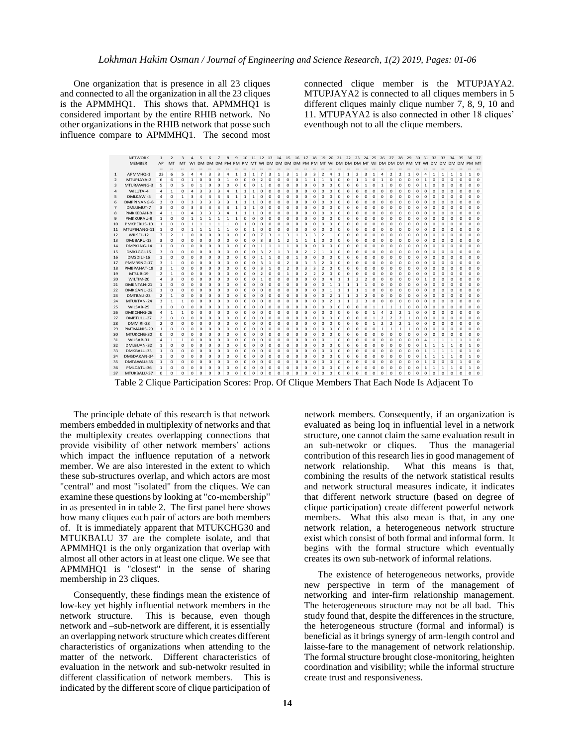One organization that is presence in all 23 cliques and connected to all the organization in all the 23 cliques is the APMMHQ1. This shows that. APMMHQ1 is considered important by the entire RHIB network. No other organizations in the RHIB network that posse such influence compare to APMMHQ1. The second most connected clique member is the MTUPJAYA2. MTUPJAYA2 is connected to all cliques members in 5 different cliques mainly clique number 7, 8, 9, 10 and 11. MTUPAYA2 is also connected in other 18 cliques' eventhough not to all the clique members.

| | NETWORK MEMBER | 1 | 2 | 3 | 4 | 5 | 6 | 7 | 8 | 9 | 10 | 11 | 12 | 13 | 14 | 15 | 16 | 17 | 18 | 19 | 20 | 21 | 22 | 23 | 24 | 25 | 26 | 27 | 28 | 29 | 30 | 31 | 32 | 33 | 34 | 35 | 36 | 37 |
|---|---|---|---|---|---|---|---|---|---|---|---|---|---|---|---|---|---|---|---|---|---|---|---|---|---|---|---|---|---|---|---|---|---|---|---|---|---|---|
| | | AP | MT | MT | WI | DM | DM | DM | PM | PM | PM | MT | WI | DM | DM | DM | DM | PM | PM | MT | WI | DM | DM | DM | MT | WI | DM | DM | DM | PM | MT | WI | DM | DM | DM | DM | PM | MT |
| 1 | APMMHQ-1 | 23 | 6 | 5 | 4 | 4 | 3 | 3 | 4 | 1 | 1 | 1 | 7 | 3 | 1 | 3 | 1 | 3 | 3 | 2 | 4 | 1 | 1 | 2 | 3 | 1 | 4 | 2 | 2 | 1 | 0 | 4 | 1 | 1 | 1 | 1 | 1 | 0 |
| 2 | MTUPJAYA-2 | 6 | 6 | 0 | 1 | 0 | 0 | 0 | 1 | 0 | 0 | 0 | 2 | 0 | 0 | 0 | 0 | 1 | 1 | 1 | 3 | 0 | 0 | 1 | 1 | 0 | 1 | 0 | 0 | 0 | 0 | 1 | 0 | 0 | 0 | 0 | 0 | 0 |
| 3 | MTURAWNG-3 | 5 | 0 | 5 | 0 | 1 | 0 | 0 | 0 | 0 | 0 | 0 | 1 | 0 | 0 | 0 | 0 | 0 | 0 | 0 | 0 | 0 | 0 | 0 | 1 | 0 | 1 | 0 | 0 | 0 | 0 | 1 | 0 | 0 | 0 | 0 | 0 | 0 |
| 4 | WILUTA-4 | 4 | 1 | 0 | 4 | 3 | 3 | 3 | 4 | 1 | 1 | 1 | 0 | 0 | 0 | 0 | 0 | 0 | 0 | 0 | 0 | 0 | 0 | 0 | 0 | 0 | 0 | 0 | 0 | 0 | 0 | 0 | 0 | 0 | 0 | 0 | 0 | 0 |
| 5 | DMLKAWI-5 | 4 | 0 | 1 | 3 | 4 | 3 | 3 | 3 | 1 | 1 | 1 | 0 | 0 | 0 | 0 | 0 | 0 | 0 | 0 | 0 | 0 | 0 | 0 | 0 | 0 | 0 | 0 | 0 | 0 | 0 | 0 | 0 | 0 | 0 | 0 | 0 | 0 |
| 6 | DMPPINANG-6 | 3 | 0 | 0 | 3 | 3 | 3 | 3 | 3 | 1 | 1 | 1 | 0 | 0 | 0 | 0 | 0 | 0 | 0 | 0 | 0 | 0 | 0 | 0 | 0 | 0 | 0 | 0 | 0 | 0 | 0 | 0 | 0 | 0 | 0 | 0 | 0 | 0 |
| 7 | DMLUMUT-7 | 3 | 0 | 0 | 3 | 3 | 3 | 3 | 3 | 1 | 1 | 1 | 0 | 0 | 0 | 0 | 0 | 0 | 0 | 0 | 0 | 0 | 0 | 0 | 0 | 0 | 0 | 0 | 0 | 0 | 0 | 0 | 0 | 0 | 0 | 0 | 0 | 0 |
| 8 | PMKKEDAH-8 | 4 | 1 | 0 | 4 | 3 | 3 | 3 | 4 | 1 | 1 | 1 | 0 | 0 | 0 | 0 | 0 | 0 | 0 | 0 | 0 | 0 | 0 | 0 | 0 | 0 | 0 | 0 | 0 | 0 | 0 | 0 | 0 | 0 | 0 | 0 | 0 | 0 |
| 9 | PMKKURAU-9 | 1 | 0 | 0 | 1 | 1 | 1 | 1 | 1 | 1 | 0 | 0 | 0 | 0 | 0 | 0 | 0 | 0 | 0 | 0 | 0 | 0 | 0 | 0 | 0 | 0 | 0 | 0 | 0 | 0 | 0 | 0 | 0 | 0 | 0 | 0 | 0 | 0 |
| 10 | PMKPERLIS-10 | 1 | 0 | 0 | 1 | 1 | 1 | 1 | 1 | 0 | 1 | 0 | 0 | 0 | 0 | 0 | 0 | 0 | 0 | 0 | 0 | 0 | 0 | 0 | 0 | 0 | 0 | 0 | 0 | 0 | 0 | 0 | 0 | 0 | 0 | 0 | 0 | 0 |
| 11 | MTUPINANG-11 | 1 | 0 | 0 | 1 | 1 | 1 | 1 | 1 | 0 | 0 | 1 | 0 | 0 | 0 | 0 | 0 | 0 | 0 | 0 | 0 | 0 | 0 | 0 | 0 | 0 | 0 | 0 | 0 | 0 | 0 | 0 | 0 | 0 | 0 | 0 | 0 | 0 |
| 12 | WILSEL-12 | 7 | 2 | 1 | 0 | 0 | 0 | 0 | 0 | 0 | 0 | 0 | 7 | 3 | 1 | 3 | 1 | 3 | 3 | 2 | 1 | 0 | 0 | 0 | 0 | 0 | 0 | 0 | 0 | 0 | 0 | 0 | 0 | 0 | 0 | 0 | 0 | 0 |
| 13 | DMJBARU-13 | 3 | 0 | 0 | 0 | 0 | 0 | 0 | 0 | 0 | 0 | 0 | 3 | 3 | 1 | 2 | 1 | 1 | 1 | 0 | 0 | 0 | 0 | 0 | 0 | 0 | 0 | 0 | 0 | 0 | 0 | 0 | 0 | 0 | 0 | 0 | 0 | 0 |
| 14 | DMPKLNG-14 | 1 | 0 | 0 | 0 | 0 | 0 | 0 | 0 | 0 | 0 | 0 | 1 | 1 | 1 | 1 | 0 | 0 | 0 | 0 | 0 | 0 | 0 | 0 | 0 | 0 | 0 | 0 | 0 | 0 | 0 | 0 | 0 | 0 | 0 | 0 | 0 | 0 |
| 15 | DMKLGGI-15 | 3 | 0 | 0 | 0 | 0 | 0 | 0 | 0 | 0 | 0 | 0 | 3 | 2 | 1 | 3 | 0 | 2 | 2 | 1 | 0 | 0 | 0 | 0 | 0 | 0 | 0 | 0 | 0 | 0 | 0 | 0 | 0 | 0 | 0 | 0 | 0 | 0 |
| 16 | DMSDILI-16 | 1 | 0 | 0 | 0 | 0 | 0 | 0 | 0 | 0 | 0 | 0 | 1 | 1 | 0 | 0 | 1 | 0 | 0 | 0 | 0 | 0 | 0 | 0 | 0 | 0 | 0 | 0 | 0 | 0 | 0 | 0 | 0 | 0 | 0 | 0 | 0 | 0 |
| 17 | PMMRSNG-17 | 3 | 1 | 0 | 0 | 0 | 0 | 0 | 0 | 0 | 0 | 0 | 3 | 1 | 0 | 2 | 0 | 3 | 3 | 2 | 0 | 0 | 0 | 0 | 0 | 0 | 0 | 0 | 0 | 0 | 0 | 0 | 0 | 0 | 0 | 0 | 0 | 0 |
| 18 | PMBPAHAT-18 | 3 | 1 | 0 | 0 | 0 | 0 | 0 | 0 | 0 | 0 | 0 | 3 | 1 | 0 | 2 | 0 | 3 | 3 | 2 | 0 | 0 | 0 | 0 | 0 | 0 | 0 | 0 | 0 | 0 | 0 | 0 | 0 | 0 | 0 | 0 | 0 | 0 |
| 19 | MTUJB-19 | 2 | 1 | 0 | 0 | 0 | 0 | 0 | 0 | 0 | 0 | 0 | 2 | 0 | 0 | 1 | 0 | 2 | 2 | 2 | 0 | 0 | 0 | 0 | 0 | 0 | 0 | 0 | 0 | 0 | 0 | 0 | 0 | 0 | 0 | 0 | 0 | 0 |
| 20 | WILTIM-20 | 4 | 3 | 0 | 0 | 0 | 0 | 0 | 0 | 0 | 0 | 0 | 1 | 0 | 0 | 0 | 0 | 0 | 0 | 0 | 4 | 1 | 1 | 2 | 2 | 0 | 0 | 0 | 0 | 0 | 0 | 1 | 0 | 0 | 0 | 0 | 0 | 0 |
| 21 | DMKNTAN-21 | 1 | 0 | 0 | 0 | 0 | 0 | 0 | 0 | 0 | 0 | 0 | 0 | 0 | 0 | 0 | 0 | 0 | 0 | 0 | 1 | 1 | 1 | 1 | 1 | 0 | 0 | 0 | 0 | 0 | 0 | 0 | 0 | 0 | 0 | 0 | 0 | 0 |
| 22 | DMKGANU-22 | 1 | 0 | 0 | 0 | 0 | 0 | 0 | 0 | 0 | 0 | 0 | 0 | 0 | 0 | 0 | 0 | 0 | 0 | 0 | 1 | 1 | 1 | 1 | 1 | 0 | 0 | 0 | 0 | 0 | 0 | 0 | 0 | 0 | 0 | 0 | 0 | 0 |
| 23 | DMTBALI-23 | 2 | 1 | 0 | 0 | 0 | 0 | 0 | 0 | 0 | 0 | 0 | 0 | 0 | 0 | 0 | 0 | 0 | 0 | 0 | 2 | 1 | 1 | 2 | 2 | 0 | 0 | 0 | 0 | 0 | 0 | 0 | 0 | 0 | 0 | 0 | 0 | 0 |
| 24 | MTUKTAN-24 | 3 | 1 | 1 | 0 | 0 | 0 | 0 | 0 | 0 | 0 | 0 | 0 | 0 | 0 | 0 | 0 | 0 | 0 | 0 | 2 | 1 | 1 | 2 | 3 | 0 | 0 | 0 | 0 | 0 | 0 | 0 | 0 | 0 | 0 | 0 | 0 | 0 |
| 25 | WILSAR-25 | 1 | 0 | 0 | 0 | 0 | 0 | 0 | 0 | 0 | 0 | 0 | 0 | 0 | 0 | 0 | 0 | 0 | 0 | 0 | 0 | 0 | 0 | 0 | 0 | 1 | 1 | 1 | 1 | 1 | 0 | 0 | 0 | 0 | 0 | 0 | 0 | 0 |
| 26 | DMKCHNG-26 | 4 | 1 | 1 | 0 | 0 | 0 | 0 | 0 | 0 | 0 | 0 | 0 | 0 | 0 | 0 | 0 | 0 | 0 | 0 | 0 | 0 | 0 | 0 | 0 | 1 | 4 | 2 | 2 | 1 | 0 | 0 | 0 | 0 | 0 | 0 | 0 | 0 |
| 27 | DMBTULU-27 | 2 | 0 | 0 | 0 | 0 | 0 | 0 | 0 | 0 | 0 | 0 | 0 | 0 | 0 | 0 | 0 | 0 | 0 | 0 | 0 | 0 | 0 | 0 | 0 | 1 | 2 | 2 | 2 | 1 | 0 | 0 | 0 | 0 | 0 | 0 | 0 | 0 |
| 28 | DMMIRI-28 | 2 | 0 | 0 | 0 | 0 | 0 | 0 | 0 | 0 | 0 | 0 | 0 | 0 | 0 | 0 | 0 | 0 | 0 | 0 | 0 | 0 | 0 | 0 | 0 | 1 | 2 | 2 | 2 | 1 | 0 | 0 | 0 | 0 | 0 | 0 | 0 | 0 |
| 29 | PMTMANIS-29 | 1 | 0 | 0 | 0 | 0 | 0 | 0 | 0 | 0 | 0 | 0 | 0 | 0 | 0 | 0 | 0 | 0 | 0 | 0 | 0 | 0 | 0 | 0 | 0 | 1 | 1 | 1 | 1 | 1 | 0 | 0 | 0 | 0 | 0 | 0 | 0 | 0 |
| 30 | MTUKCHG-30 | 0 | 0 | 0 | 0 | 0 | 0 | 0 | 0 | 0 | 0 | 0 | 0 | 0 | 0 | 0 | 0 | 0 | 0 | 0 | 0 | 0 | 0 | 0 | 0 | 0 | 0 | 0 | 0 | 0 | 0 | 0 | 0 | 0 | 0 | 0 | 0 | 0 |
| 31 | WILSAB-31 | 4 | 1 | 1 | 0 | 0 | 0 | 0 | 0 | 0 | 0 | 0 | 0 | 0 | 0 | 0 | 0 | 0 | 0 | 0 | 1 | 0 | 0 | 0 | 0 | 0 | 0 | 0 | 0 | 0 | 0 | 4 | 1 | 1 | 1 | 1 | 1 | 0 |
| 32 | DMLBUAN-32 | 1 | 0 | 0 | 0 | 0 | 0 | 0 | 0 | 0 | 0 | 0 | 0 | 0 | 0 | 0 | 0 | 0 | 0 | 0 | 0 | 0 | 0 | 0 | 0 | 0 | 0 | 0 | 0 | 0 | 0 | 1 | 1 | 1 | 1 | 0 | 1 | 0 |
| 33 | DMKBALU-33 | 1 | 0 | 0 | 0 | 0 | 0 | 0 | 0 | 0 | 0 | 0 | 0 | 0 | 0 | 0 | 0 | 0 | 0 | 0 | 0 | 0 | 0 | 0 | 0 | 0 | 0 | 0 | 0 | 0 | 0 | 1 | 1 | 1 | 1 | 0 | 1 | 0 |
| 34 | DMSDAKAN-34 | 1 | 0 | 0 | 0 | 0 | 0 | 0 | 0 | 0 | 0 | 0 | 0 | 0 | 0 | 0 | 0 | 0 | 0 | 0 | 0 | 0 | 0 | 0 | 0 | 0 | 0 | 0 | 0 | 0 | 0 | 1 | 1 | 1 | 1 | 0 | 1 | 0 |
| 35 | DMTAWAU-35 | 1 | 0 | 0 | 0 | 0 | 0 | 0 | 0 | 0 | 0 | 0 | 0 | 0 | 0 | 0 | 0 | 0 | 0 | 0 | 0 | 0 | 0 | 0 | 0 | 0 | 0 | 0 | 0 | 0 | 0 | 1 | 0 | 0 | 0 | 1 | 0 | 0 |
| 36 | PMLDATU-36 | 1 | 0 | 0 | 0 | 0 | 0 | 0 | 0 | 0 | 0 | 0 | 0 | 0 | 0 | 0 | 0 | 0 | 0 | 0 | 0 | 0 | 0 | 0 | 0 | 0 | 0 | 0 | 0 | 0 | 0 | 1 | 1 | 1 | 1 | 0 | 1 | 0 |
| 37 | MTUKBALU-37 | 0 | 0 | 0 | 0 | 0 | 0 | 0 | 0 | 0 | 0 | 0 | 0 | 0 | 0 | 0 | 0 | 0 | 0 | 0 | 0 | 0 | 0 | 0 | 0 | 0 | 0 | 0 | 0 | 0 | 0 | 0 | 0 | 0 | 0 | 0 | 0 | 0 |

Table 2 Clique Participation Scores: Prop. Of Clique Members That Each Node Is Adjacent To

The principle debate of this research is that network members embedded in multiplexity of networks and that the multiplexity creates overlapping connections that provide visibility of other network members' actions which impact the influence reputation of a network member. We are also interested in the extent to which these sub-structures overlap, and which actors are most "central" and most "isolated" from the cliques. We can examine these questions by looking at "co-membership" in as presented in in table 2. The first panel here shows how many cliques each pair of actors are both members of. It is immediately apparent that MTUKCHG30 and MTUKBALU 37 are the complete isolate, and that APMMHQ1 is the only organization that overlap with almost all other actors in at least one clique. We see that APMMHQ1 is "closest" in the sense of sharing membership in 23 cliques.

Consequently, these findings mean the existence of low-key yet highly influential network members in the network structure. This is because, even though network and –sub-network are different, it is essentially an overlapping network structure which creates different characteristics of organizations when attending to the matter of the network. Different characteristics of evaluation in the network and sub-netwokr resulted in different classification of network members. This is indicated by the different score of clique participation of network members. Consequently, if an organization is evaluated as being loq in influential level in a network structure, one cannot claim the same evaluation result in an sub-netwokr or cliques. Thus the managerial contribution of this research lies in good management of network relationship. What this means is that, combining the results of the network statistical results and network structural measures indicate, it indicates that different network structure (based on degree of clique participation) create different powerful network members. What this also mean is that, in any one network relation, a heterogeneous network structure exist which consist of both formal and informal form. It begins with the formal structure which eventually creates its own sub-network of informal relations.

The existence of heterogeneous networks, provide new perspective in term of the management of networking and inter-firm relationship management. The heterogeneous structure may not be all bad. This study found that, despite the differences in the structure, the heterogeneous structure (formal and informal) is beneficial as it brings synergy of arm-length control and laisse-fare to the management of network relationship. The formal structure brought close-monitoring, heighten coordination and visibility; while the informal structure create trust and responsiveness.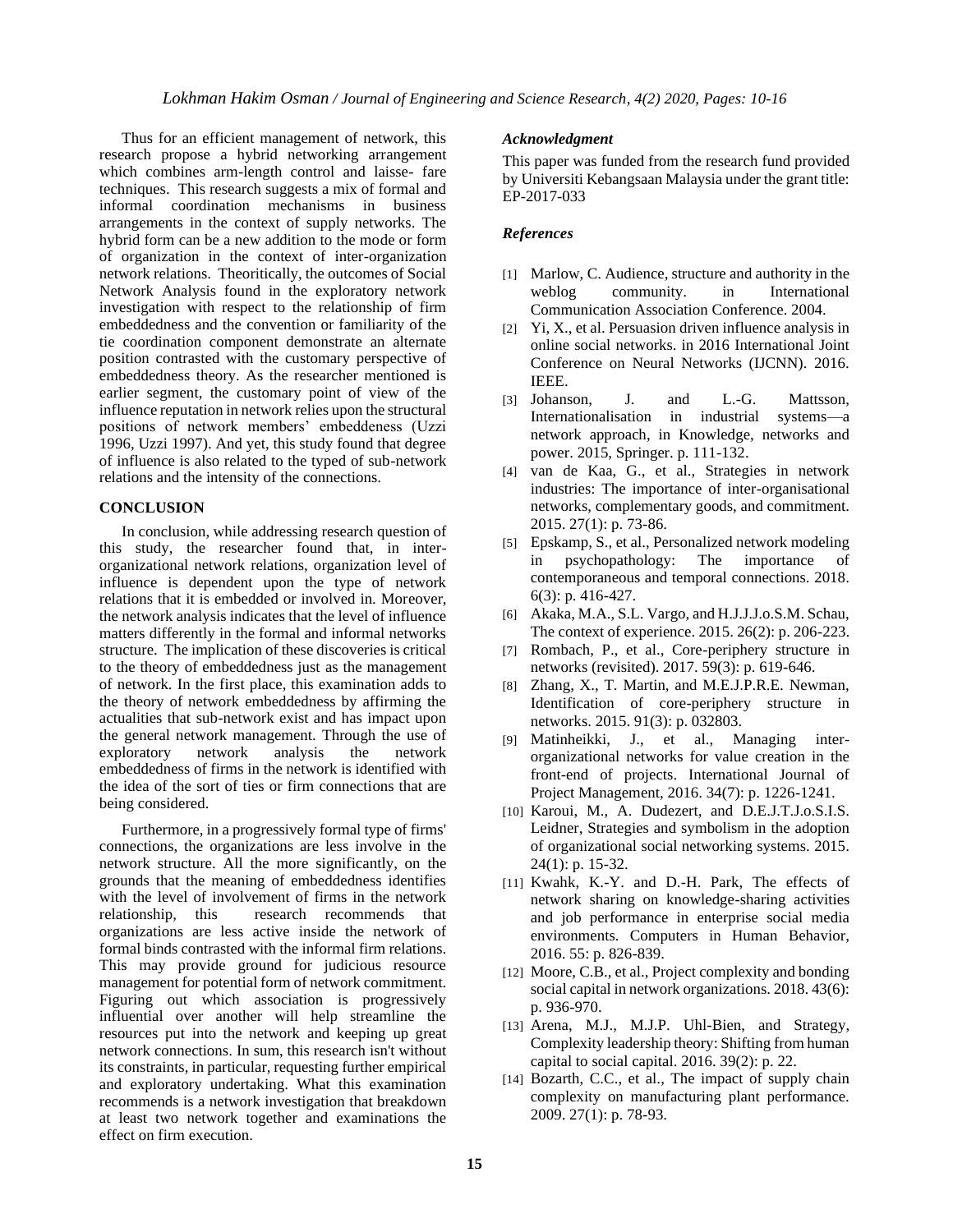Thus for an efficient management of network, this research propose a hybrid networking arrangement which combines arm-length control and laisse- fare techniques. This research suggests a mix of formal and informal coordination mechanisms in business arrangements in the context of supply networks. The hybrid form can be a new addition to the mode or form of organization in the context of inter-organization network relations. Theoritically, the outcomes of Social Network Analysis found in the exploratory network investigation with respect to the relationship of firm embeddedness and the convention or familiarity of the tie coordination component demonstrate an alternate position contrasted with the customary perspective of embeddedness theory. As the researcher mentioned is earlier segment, the customary point of view of the influence reputation in network relies upon the structural positions of network members' embeddeness (Uzzi 1996, Uzzi 1997). And yet, this study found that degree of influence is also related to the typed of sub-network relations and the intensity of the connections.

## CONCLUSION

In conclusion, while addressing research question of this study, the researcher found that, in inter-organizational network relations, organization level of influence is dependent upon the type of network relations that it is embedded or involved in. Moreover, the network analysis indicates that the level of influence matters differently in the formal and informal networks structure. The implication of these discoveries is critical to the theory of embeddedness just as the management of network. In the first place, this examination adds to the theory of network embeddedness by affirming the actualities that sub-network exist and has impact upon the general network management. Through the use of exploratory network analysis the network embeddedness of firms in the network is identified with the idea of the sort of ties or firm connections that are being considered.

Furthermore, in a progressively formal type of firms' connections, the organizations are less involve in the network structure. All the more significantly, on the grounds that the meaning of embeddedness identifies with the level of involvement of firms in the network relationship, this research recommends that organizations are less active inside the network of formal binds contrasted with the informal firm relations. This may provide ground for judicious resource management for potential form of network commitment. Figuring out which association is progressively influential over another will help streamline the resources put into the network and keeping up great network connections. In sum, this research isn't without its constraints, in particular, requesting further empirical and exploratory undertaking. What this examination recommends is a network investigation that breakdown at least two network together and examinations the effect on firm execution.

### *Acknowledgment*

This paper was funded from the research fund provided by Universiti Kebangsaan Malaysia under the grant title: EP-2017-033

### *References*

[1] Marlow, C. Audience, structure and authority in the weblog community. in International Communication Association Conference. 2004.

[2] Yi, X., et al. Persuasion driven influence analysis in online social networks. in 2016 International Joint Conference on Neural Networks (IJCNN). 2016. IEEE.

[3] Johanson, J. and L.-G. Mattsson, Internationalisation in industrial systems—a network approach, in Knowledge, networks and power. 2015, Springer. p. 111-132.

[4] van de Kaa, G., et al., Strategies in network industries: The importance of inter-organisational networks, complementary goods, and commitment. 2015. 27(1): p. 73-86.

[5] Epskamp, S., et al., Personalized network modeling in psychopathology: The importance of contemporaneous and temporal connections. 2018. 6(3): p. 416-427.

[6] Akaka, M.A., S.L. Vargo, and H.J.J.J.o.S.M. Schau, The context of experience. 2015. 26(2): p. 206-223.

[7] Rombach, P., et al., Core-periphery structure in networks (revisited). 2017. 59(3): p. 619-646.

[8] Zhang, X., T. Martin, and M.E.J.P.R.E. Newman, Identification of core-periphery structure in networks. 2015. 91(3): p. 032803.

[9] Matinheikki, J., et al., Managing inter-organizational networks for value creation in the front-end of projects. International Journal of Project Management, 2016. 34(7): p. 1226-1241.

[10] Karoui, M., A. Dudezert, and D.E.J.T.J.o.S.I.S. Leidner, Strategies and symbolism in the adoption of organizational social networking systems. 2015. 24(1): p. 15-32.

[11] Kwahk, K.-Y. and D.-H. Park, The effects of network sharing on knowledge-sharing activities and job performance in enterprise social media environments. Computers in Human Behavior, 2016. 55: p. 826-839.

[12] Moore, C.B., et al., Project complexity and bonding social capital in network organizations. 2018. 43(6): p. 936-970.

[13] Arena, M.J., M.J.P. Uhl-Bien, and Strategy, Complexity leadership theory: Shifting from human capital to social capital. 2016. 39(2): p. 22.

[14] Bozarth, C.C., et al., The impact of supply chain complexity on manufacturing plant performance. 2009. 27(1): p. 78-93.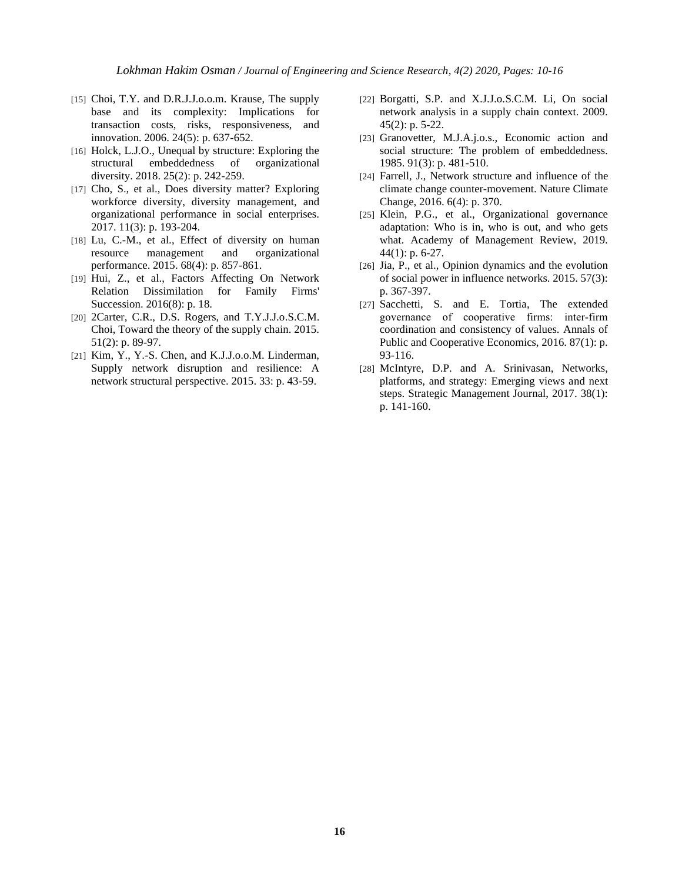[15] Choi, T.Y. and D.R.J.J.o.o.m. Krause, The supply base and its complexity: Implications for transaction costs, risks, responsiveness, and innovation. 2006. 24(5): p. 637-652.

[16] Holck, L.J.O., Unequal by structure: Exploring the structural embeddedness of organizational diversity. 2018. 25(2): p. 242-259.

[17] Cho, S., et al., Does diversity matter? Exploring workforce diversity, diversity management, and organizational performance in social enterprises. 2017. 11(3): p. 193-204.

[18] Lu, C.-M., et al., Effect of diversity on human resource management and organizational performance. 2015. 68(4): p. 857-861.

[19] Hui, Z., et al., Factors Affecting On Network Relation Dissimilation for Family Firms' Succession. 2016(8): p. 18.

[20] 2Carter, C.R., D.S. Rogers, and T.Y.J.J.o.S.C.M. Choi, Toward the theory of the supply chain. 2015. 51(2): p. 89-97.

[21] Kim, Y., Y.-S. Chen, and K.J.J.o.o.M. Linderman, Supply network disruption and resilience: A network structural perspective. 2015. 33: p. 43-59.

[22] Borgatti, S.P. and X.J.J.o.S.C.M. Li, On social network analysis in a supply chain context. 2009. 45(2): p. 5-22.

[23] Granovetter, M.J.A.j.o.s., Economic action and social structure: The problem of embeddedness. 1985. 91(3): p. 481-510.

[24] Farrell, J., Network structure and influence of the climate change counter-movement. Nature Climate Change, 2016. 6(4): p. 370.

[25] Klein, P.G., et al., Organizational governance adaptation: Who is in, who is out, and who gets what. Academy of Management Review, 2019. 44(1): p. 6-27.

[26] Jia, P., et al., Opinion dynamics and the evolution of social power in influence networks. 2015. 57(3): p. 367-397.

[27] Sacchetti, S. and E. Tortia, The extended governance of cooperative firms: inter-firm coordination and consistency of values. Annals of Public and Cooperative Economics, 2016. 87(1): p. 93-116.

[28] McIntyre, D.P. and A. Srinivasan, Networks, platforms, and strategy: Emerging views and next steps. Strategic Management Journal, 2017. 38(1): p. 141-160.